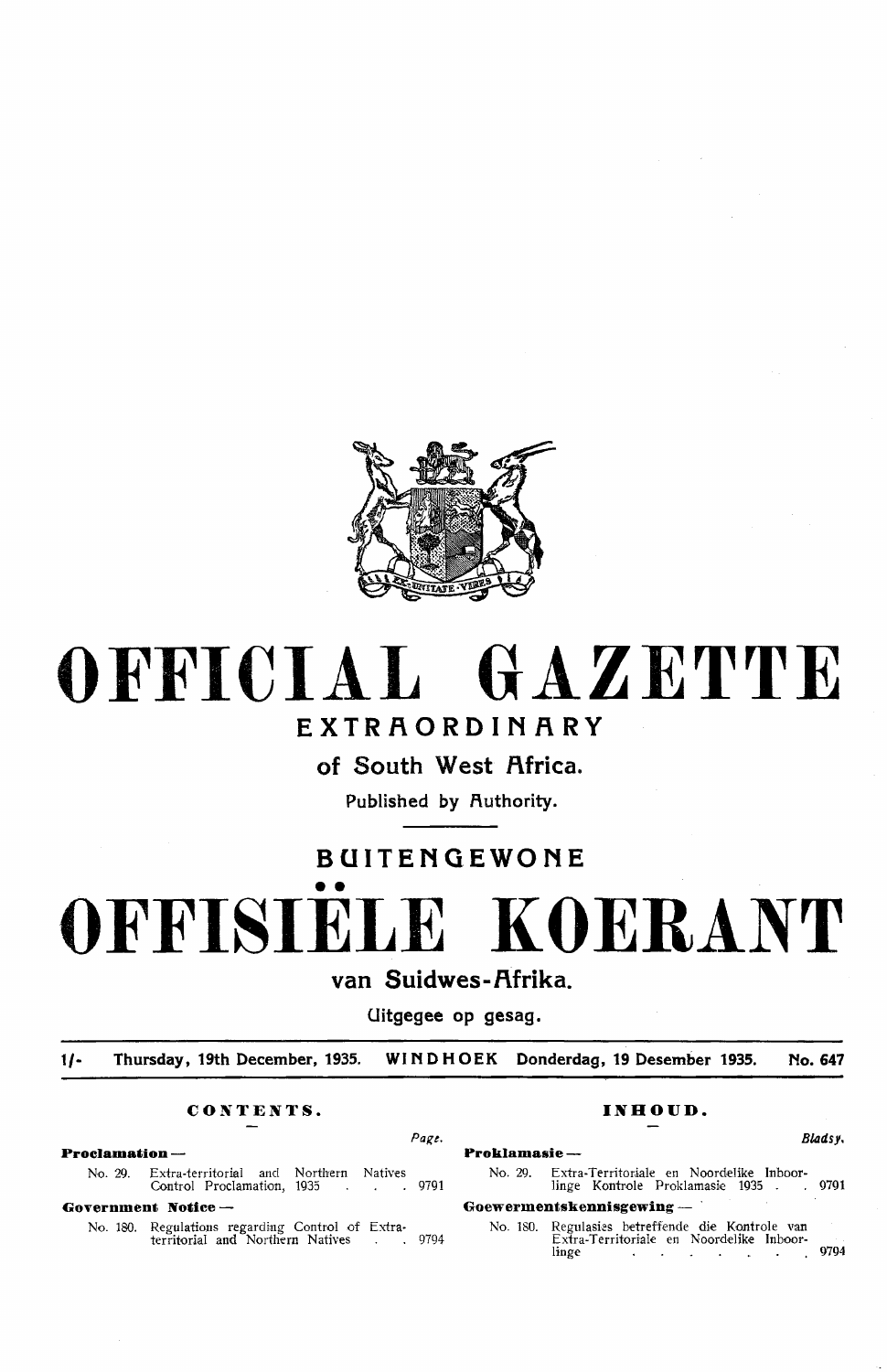# OFFICIAL GAZETTE

## EXTRAORDINARY

### of South West Africa.

Published by Authority.

# BUITENGEWONE

# OFFISIËLE KOERANT

### van Suidwes-Afrika.

Uitgegee op gesag.

1/- Thursday, 19th December, 1935. WINDHOEK Donderdag, 19 Desember 1935. No. 647

## CONTENTS.

| | Page. |
|---|---|
| **Proclamation —** | |
| No. 29. Extra-territorial and Northern Natives Control Proclamation, 1935 | 9791 |
| **Government Notice —** | |
| No. 180. Regulations regarding Control of Extra-territorial and Northern Natives | 9794 |

## INHOUD.

| | Bladsy. |
|---|---|
| **Proklamasie —** | |
| No. 29. Extra-Territoriale en Noordelike Inboorlinge Kontrole Proklamasie 1935 | 9791 |
| **Goewermentskennisgewing —** | |
| No. 180. Regulasies betreffende die Kontrole van Extra-Territoriale en Noordelike Inboorlinge | 9794 |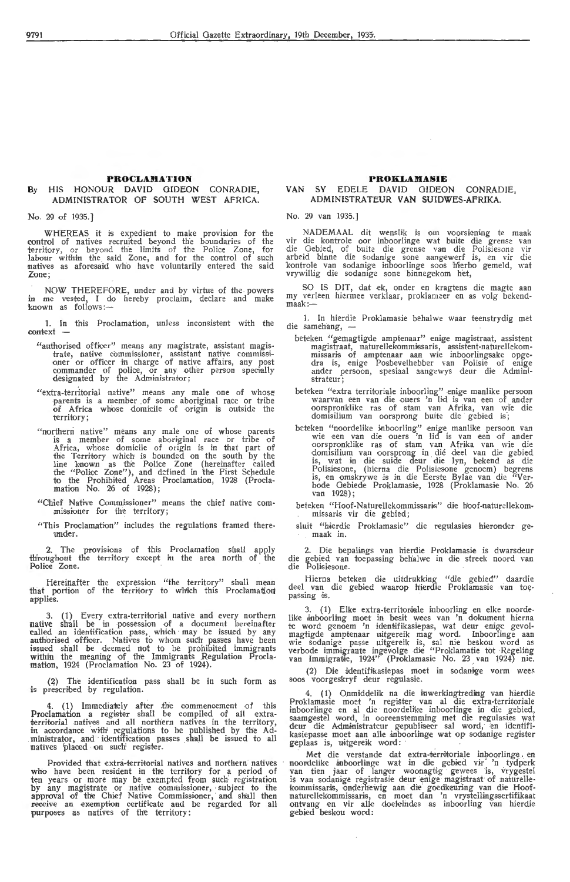## PROCLAMATION

**By HIS HONOUR DAVID GIDEON CONRADIE, ADMINISTRATOR OF SOUTH WEST AFRICA.**

No. 29 of 1935.]

WHEREAS it is expedient to make provision for the control of natives recruited beyond the boundaries of the territory, or beyond the limits of the Police Zone, for labour within the said Zone, and for the control of such natives as aforesaid who have voluntarily entered the said Zone;

NOW THEREFORE, under and by virtue of the powers in me vested, I do hereby proclaim, declare and make known as follows:—

1. In this Proclamation, unless inconsistent with the context —

"authorised officer" means any magistrate, assistant magistrate, native commissioner, assistant native commissioner or officer in charge of native affairs, any post commander of police, or any other person specially designated by the Administrator;

"extra-territorial native" means any male one of whose parents is a member of some aboriginal race or tribe of Africa whose domicile of origin is outside the territory;

"northern native" means any male one of whose parents is a member of some aboriginal race or tribe of Africa, whose domicile of origin is in that part of the Territory which is bounded on the south by the line known as the Police Zone (hereinafter called the "Police Zone"), and defined in the First Schedule to the Prohibited Areas Proclamation, 1928 (Proclamation No. 26 of 1928);

"Chief Native Commissioner" means the chief native commissioner for the territory;

"This Proclamation" includes the regulations framed thereunder.

2. The provisions of this Proclamation shall apply throughout the territory except in the area north of the Police Zone.

Hereinafter the expression "the territory" shall mean that portion of the territory to which this Proclamation applies.

3. (1) Every extra-territorial native and every northern native shall be in possession of a document hereinafter called an identification pass, which may be issued by any authorised officer. Natives to whom such passes have been issued shall be deemed not to be prohibited immigrants within the meaning of the Immigrants Regulation Proclamation, 1924 (Proclamation No. 23 of 1924).

(2) The identification pass shall be in such form as is prescribed by regulation.

4. (1) Immediately after the commencement of this Proclamation a register shall be compiled of all extra-territorial natives and all northern natives in the territory, in accordance with regulations to be published by the Administrator, and identification passes shall be issued to all natives placed on such register.

Provided that extra-territorial natives and northern natives who have been resident in the territory for a period of ten years or more may be exempted from such registration by any magistrate or native commissioner, subject to the approval of the Chief Native Commissioner, and shall then receive an exemption certificate and be regarded for all purposes as natives of the territory:

## PROKLAMASIE

**VAN SY EDELE DAVID GIDEON CONRADIE, ADMINISTRATEUR VAN SUIDWES-AFRIKA.**

No. 29 van 1935.]

NADEMAAL dit wenslik is om voorsiening te maak vir die kontrole oor inboorlinge wat buite die grense van die Gebied, of buite die grense van die Polisiesone vir arbeid binne die sodanige sone aangewerf is, en vir die kontrole van sodanige inboorlinge soos hierbo gemeld, wat vrywillig die sodanige sone binnegekom het,

SO IS DIT, dat ek, onder en kragtens die magte aan my verleen hiermee verklaar, proklameer en as volg bekendmaak:—

1. In hierdie Proklamasie behalwe waar teenstrydig met die samehang, —

beteken "gemagtigde amptenaar" enige magistraat, assistent magistraat, naturellekommissaris, assistent-naturellekommissaris of amptenaar aan wie inboorlingsake opgedra is, enige Posbevelhebber van Polisie of enige ander persoon, spesiaal aangewys deur die Administrateur;

beteken "extra territoriale inboorling" enige manlike persoon waarvan een van die ouers 'n lid is van een of ander oorspronklike ras of stam van Afrika, van wie die domisilium van oorsprong buite die gebied is;

beteken "noordelike inboorling" enige manlike persoon van wie een van die ouers 'n lid is van een of ander oorspronklike ras of stam van Afrika van wie die domisilium van oorsprong in dié deel van die gebied is, wat in die suide deur die lyn, bekend as die Polisiesone, (hierna die Polisiesone genoem) begrens is, en omskrywe is in die Eerste Bylae van die "Verbode Gebiede Proklamasie, 1928 (Proklamasie No. 26 van 1928);

beteken "Hoof-Naturellekommissaris" die hoof-naturellekommissaris vir die gebied;

sluit "hierdie Proklamasie" die regulasies hieronder gemaak in.

2. Die bepalings van hierdie Proklamasie is dwarsdeur die gebied van toepassing behalwe in die streek noord van die Polisiesone.

Hierna beteken die uitdrukking "die gebied" daardie deel van die gebied waarop hierdie Proklamasie van toepassing is.

3. (1) Elke extra-territoriale inboorling en elke noordelike inboorling moet in besit wees van 'n dokument hierna te word genoem 'n identifikasiepas, wat deur enige gevolmagtigde amptenaar uitgereik mag word. Inboorlinge aan wie sodanige passe uitgereik is, sal nie beskou word as verbode immigrante ingevolge die "Proklamatie tot Regeling van Immigratie, 1924" (Proklamasie No. 23 van 1924) nie.

(2) Die identifikasiepas moet in sodanige vorm wees soos voorgeskryf deur regulasie.

4. (1) Onmiddelik na die inwerkingtreding van hierdie Proklamasie moet 'n register van al die extra-territoriale inboorlinge en al die noordelike inboorlinge in die gebied, saamgestel word, in ooreenstemming met die regulasies wat deur die Administrateur gepubliseer sal word, en identifikasiepasse moet aan alle inboorlinge wat op sodanige register geplaas is, uitgereik word:

Met die verstande dat extra-territoriale inboorlinge en noordelike inboorlinge wat in die gebied vir 'n tydperk van tien jaar of langer woonagtig gewees is, vrygestel is van sodanige registrasie deur enige magistraat of naturellekommissaris, onderhewig aan die goedkeuring van die Hoofnaturellekommissaris, en moet dan 'n vrystellingssertifikaat ontvang en vir alle doeleindes as inboorling van hierdie gebied beskou word: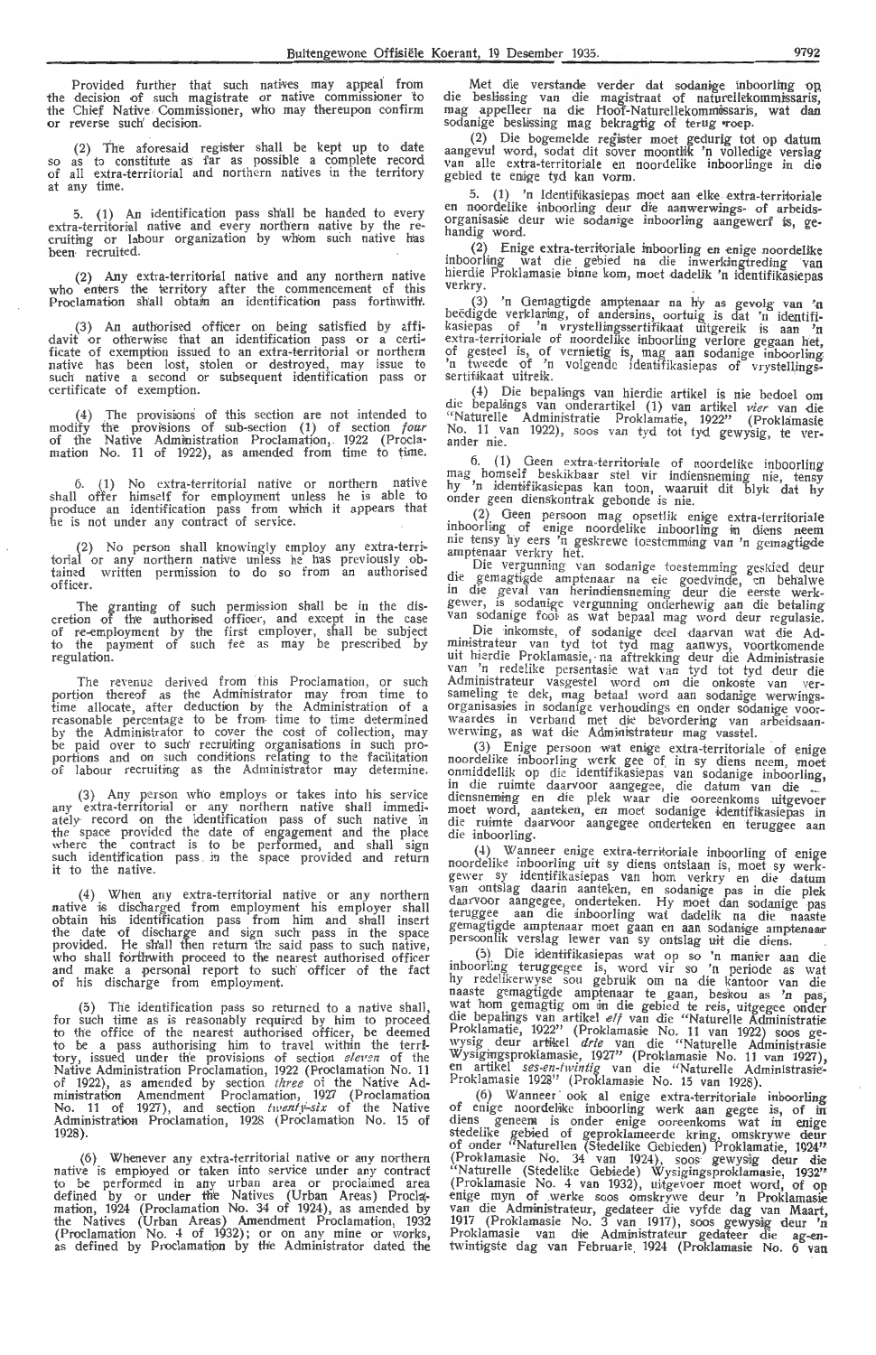Provided further that such natives may appeal from the decision of such magistrate or native commissioner to the Chief Native Commissioner, who may thereupon confirm or reverse such decision.

(2) The aforesaid register shall be kept up to date so as to constitute as far as possible a complete record of all extra-territorial and northern natives in the territory at any time.

5. (1) An identification pass shall be handed to every extra-territorial native and every northern native by the recruiting or labour organization by whom such native has been recruited.

(2) Any extra-territorial native and any northern native who enters the territory after the commencement of this Proclamation shall obtain an identification pass forthwith.

(3) An authorised officer on being satisfied by affidavit or otherwise that an identification pass or a certificate of exemption issued to an extra-territorial or northern native has been lost, stolen or destroyed, may issue to such native a second or subsequent identification pass or certificate of exemption.

(4) The provisions of this section are not intended to modify the provisions of sub-section (1) of section *four* of the Native Administration Proclamation, 1922 (Proclamation No. 11 of 1922), as amended from time to time.

6. (1) No extra-territorial native or northern native shall offer himself for employment unless he is able to produce an identification pass from which it appears that he is not under any contract of service.

(2) No person shall knowingly employ any extra-territorial or any northern native unless he has previously obtained written permission to do so from an authorised officer.

The granting of such permission shall be in the discretion of the authorised officer, and except in the case of re-employment by the first employer, shall be subject to the payment of such fee as may be prescribed by regulation.

The revenue derived from this Proclamation, or such portion thereof as the Administrator may from time to time allocate, after deduction by the Administration of a reasonable percentage to be from time to time determined by the Administrator to cover the cost of collection, may be paid over to such recruiting organisations in such proportions and on such conditions relating to the facilitation of labour recruiting as the Administrator may determine.

(3) Any person who employs or takes into his service any extra-territorial or any northern native shall immediately record on the identification pass of such native in the space provided the date of engagement and the place where the contract is to be performed, and shall sign such identification pass in the space provided and return it to the native.

(4) When any extra-territorial native or any northern native is discharged from employment his employer shall obtain his identification pass from him and shall insert the date of discharge and sign such pass in the space provided. He shall then return the said pass to such native, who shall forthwith proceed to the nearest authorised officer and make a personal report to such officer of the fact of his discharge from employment.

(5) The identification pass so returned to a native shall, for such time as is reasonably required by him to proceed to the office of the nearest authorised officer, be deemed to be a pass authorising him to travel within the territory, issued under the provisions of section *eleven* of the Native Administration Proclamation, 1922 (Proclamation No. 11 of 1922), as amended by section *three* of the Native Administration Amendment Proclamation, 1927 (Proclamation No. 11 of 1927), and section *twenty-six* of the Native Administration Proclamation, 1928 (Proclamation No. 15 of 1928).

(6) Whenever any extra-territorial native or any northern native is employed or taken into service under any contract to be performed in any urban area or proclaimed area defined by or under the Natives (Urban Areas) Proclamation, 1924 (Proclamation No. 34 of 1924), as amended by the Natives (Urban Areas) Amendment Proclamation, 1932 (Proclamation No. 4 of 1932); or on any mine or works, as defined by Proclamation by the Administrator dated the

Met die verstande verder dat sodanige inboorling op die beslissing van die magistraat of naturellekommissaris, mag appelleer na die Hoof-Naturellekommissaris, wat dan sodanige beslissing mag bekragtig of terug roep.

(2) Die bogemelde register moet gedurig tot op datum aangevul word, sodat dit sover moontlik 'n volledige verslag van alle extra-territoriale en noordelike inboorlinge in die gebied te enige tyd kan vorm.

5. (1) 'n Identifikasiepas moet aan elke extra-territoriale en noordelike inboorling deur die aanwerwings- of arbeidsorganisasie deur wie sodanige inboorling aangewerf is, gehandig word.

(2) Enige extra-territoriale inboorling en enige noordelike inboorling wat die gebied na die inwerkingtreding van hierdie Proklamasie binne kom, moet dadelik 'n identifikasiepas verkry.

(3) 'n Gemagtigde amptenaar na hy as gevolg van 'n beëdigde verklaring, of andersins, oortuig is dat 'n identifikasiepas of 'n vrystellingssertifikaat uitgereik is aan 'n extra-territoriale of noordelike inboorling verlore gegaan het, of gesteel is, of vernietig is, mag aan sodanige inboorling 'n tweede of 'n volgende identifikasiepas of vrystellingssertifikaat uitreik.

(4) Die bepalings van hierdie artikel is nie bedoel om die bepalings van onderartikel (1) van artikel *vier* van die "Naturelle Administratie Proklamatie, 1922" (Proklamasie No. 11 van 1922), soos van tyd tot tyd gewysig, te verander nie.

6. (1) Geen extra-territoriale of noordelike inboorling mag homself beskikbaar stel vir indiensneming nie, tensy hy 'n identifikasiepas kan toon, waaruit dit blyk dat hy onder geen dienskontrak gebonde is nie.

(2) Geen persoon mag opsetlik enige extra-territoriale inboorling of enige noordelike inboorling in diens neem nie tensy hy eers 'n geskrewe toestemming van 'n gemagtigde amptenaar verkry het.

Die vergunning van sodanige toestemming geskied deur die gemagtigde amptenaar na eie goedvinde, en behalwe in die geval van herindiensneming deur die eerste werkgewer, is sodanige vergunning onderhewig aan die betaling van sodanige fooi as wat bepaal mag word deur regulasie.

Die inkomste, of sodanige deel daarvan wat die Administrateur van tyd tot tyd mag aanwys, voortkomende uit hierdie Proklamasie, na aftrekking deur die Administrasie van 'n redelike persentasie wat van tyd tot tyd deur die Administrateur vasgestel word om die onkoste van versameling te dek, mag betaal word aan sodanige werwingsorganisasies in sodanige verhoudings en onder sodanige voorwaardes in verband met die bevordering van arbeidsaanwerwing, as wat die Administrateur mag vasstel.

(3) Enige persoon wat enige extra-territoriale of enige noordelike inboorling werk gee of in sy diens neem, moet onmiddellik op die identifikasiepas van sodanige inboorling, in die ruimte daarvoor aangegee, die datum van die diensneming en die plek waar die ooreenkoms uitgevoer moet word, aanteken, en moet sodanige identifikasiepas in die ruimte daarvoor aangegee onderteken en teruggee aan die inboorling.

(4) Wanneer enige extra-territoriale inboorling of enige noordelike inboorling uit sy diens ontslaan is, moet sy werkgewer sy identifikasiepas van hom verkry en die datum van ontslag daarin aanteken, en sodanige pas in die plek daarvoor aangegee, onderteken. Hy moet dan sodanige pas teruggee aan die inboorling wat dadelik na die naaste gemagtigde amptenaar moet gaan en aan sodanige amptenaar persoonlik verslag lewer van sy ontslag uit die diens.

(5) Die identifikasiepas wat op so 'n manier aan die inboorling teruggegee is, word vir so 'n periode as wat hy redelikerwyse sou gebruik om na die kantoor van die naaste gemagtigde amptenaar te gaan, beskou as 'n pas, wat hom gemagtig om in die gebied te reis, uitgegee onder die bepalings van artikel *elf* van die "Naturelle Administratie Proklamatie, 1922" (Proklamasie No. 11 van 1922) soos gewysig deur artikel *drie* van die "Naturelle Administrasie Wysigingsproklamasie, 1927" (Proklamasie No. 11 van 1927), en artikel *ses-en-twintig* van die "Naturelle Administrasie-Proklamasie 1928" (Proklamasie No. 15 van 1928).

(6) Wanneer ook al enige extra-territoriale inboorling of enige noordelike inboorling werk aan gegee is, of in diens geneem is onder enige ooreenkoms wat in enige stedelike gebied of geproklameerde kring, omskrywe deur of onder "Naturellen (Stedelike Gebieden) Proklamatie, 1924" (Proklamasie No. 34 van 1924), soos gewysig deur die "Naturelle (Stedelike Gebiede) Wysigingsproklamasie, 1932" (Proklamasie No. 4 van 1932), uitgevoer moet word, of op enige myn of werke soos omskrywe deur 'n Proklamasie van die Administrateur, gedateer die vyfde dag van Maart, 1917 (Proklamasie No. 3 van 1917), soos gewysig deur 'n Proklamasie van die Administrateur gedateer die ag-en-twintigste dag van Februarie 1924 (Proklamasie No. 6 van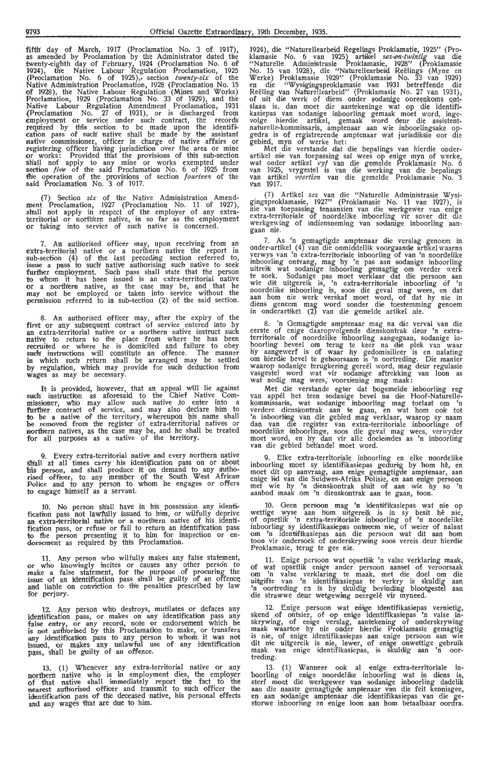fifth day of March, 1917 (Proclamation No. 3 of 1917), as amended by Proclamation by the Administrator dated the twenty-eighth day of February, 1924 (Proclamation No. 6 of 1924), the Native Labour Regulation Proclamation, 1925 (Proclamation No. 6 of 1925), section *twenty-six* of the Native Administration Proclamation, 1928 (Proclamation No. 15 of 1928), the Native Labour Regulation (Mines and Works) Proclamation, 1929 (Proclamation No. 33 of 1929), and the Native Labour Regulation Amendment Proclamation, 1931 (Proclamation No. 27 of 1931), or is discharged from employment or service under such contract, the records required by this section to be made upon the identification pass of such native shall be made by the assistant native commissioner, officer in charge of native affairs or registering officer having jurisdiction over the area or mine or works: Provided that the provisions of this sub-section shall not apply to any mine or works exempted under section *five* of the said Proclamation No. 6 of 1925 from the operation of the provisions of section *fourteen* of the said Proclamation No. 3 of 1917.

(7) Section *six* of the Native Administration Amendment Proclamation, 1927 (Proclamation No. 11 of 1927), shall not apply in respect of the employer of any extra-territorial or northern native, in so far as the employment or taking into service of such native is concerned.

7. An authorised officer may, upon receiving from an extra-territorial native or a northern native the report in sub-section (4) of the last preceding section referred to, issue a pass to such native authorising such native to seek further employment. Such pass shall state that the person to whom it has been issued is an extra-territorial native or a northern native, as the case may be, and that he may not be employed or taken into service without the permission referred to in sub-section (2) of the said section.

8. An authorised officer may, after the expiry of the first or any subsequent contract of service entered into by an extra-territorial native or a northern native instruct such native to return to the place from where he has been recruited or where he is domiciled and failure to obey such instructions will constitute an offence. The manner in which such return shall be arranged may be settled by regulation, which may provide for such deduction from wages as may be necessary.

It is provided, however, that an appeal will lie against such instruction as aforesaid to the Chief Native Commissioner, who may allow such native to enter into a further contract of service, and may also declare him to be a native of the territory, whereupon his name shall be removed from the register of extra-territorial natives or northern natives, as the case may be, and he shall be treated for all purposes as a native of the territory.

9. Every extra-territorial native and every northern native shall at all times carry his identification pass on or about his person, and shall produce it on demand to any authorised officer, to any member of the South West African Police and to any person to whom he engages or offers to engage himself as a servant.

10. No person shall have in his possession any identification pass not lawfully issued to him, or wilfully deprive an extra-territorial native or a northern native of his identification pass, or refuse or fail to return an identification pass to the person presenting it to him for inspection or endorsement as required by this Proclamation.

11. Any person who wilfully makes any false statement, or who knowingly incites or causes any other person to make a false statement, for the purpose of procuring the issue of an identification pass shall be guilty of an offence and liable on conviction to the penalties prescribed by law for perjury.

12. Any person who destroys, mutilates or defaces any identification pass, or makes on any identification pass any false entry, or any record, note or endorsement which he is not authorised by this Proclamation to make, or transfers any identification pass to any person to whom it was not issued, or makes any unlawful use of any identification pass, shall be guilty of an offence.

13. (1) Whenever any extra-territorial native or any northern native who is in employment dies, the employer of that native shall immediately report the fact to the nearest authorised officer and transmit to such officer the identification pass of the deceased native, his personal effects and any wages that are due to him.

1924), die "Naturellearbeid Regelings Proklamatie, 1925" (Proklamasie No. 6 van 1925) artikel *ses-en-twintig* van die "Naturelle Administrasie Proklamasie, 1928" (Proklamasie No. 15 van 1928), die "Naturellearbeid Reëlings (Myne en Werke) Proklamasie 1929" (Proklamasie No. 33 van 1929) en die "Wysigingsproklamasie van 1931 betreffende die Reëling van Naturellearbeid" (Proklamasie No. 27 van 1931), of uit die werk of diens onder sodanige ooreenkoms ontslaan is, dan moet die aantekeninge wat op die identifikasiepas van sodanige inboorling gemaak moet word, ingevolge hierdie artikel, gemaak word deur die assistent-naturelle-kommissaris, amptenaar aan wie inboorlingsake opgedra is of registrerende amptenaar wat jurisdiksie oor die gebied, myn of werke het:

Met die verstande dat die bepalings van hierdie onderartikel nie van toepassing sal wees op enige myn of werke, wat onder artikel *vyf* van die gemelde Proklamasie No. 6 van 1925, vrygestel is van die werking van die bepalings van artikel *veertien* van die gemelde Proklamasie No. 3 van 1917.

(7) Artikel *ses* van die "Naturelle Administrasie Wysigingsproklamasie, 1927" (Proklamasie No. 11 van 1927), is nie van toepassing tenaansien van die werkgewer van enige extra-territoriale of noordelike inboorling vir sover dit die werkgewing of indiensneming van sodanige inboorling aangaan nie.

7. As 'n gemagtigde amptenaar die verslag genoem in onder-artikel (4) van die onmiddellik voorgaande artikel waarna verwys van 'n extra-territoriale inboorling of van 'n noordelike inboorling ontvang, mag hy 'n pas aan sodanige inboorling uitreik wat sodanige inboorling gemagtig om verder werk te soek. Sodanige pas moet verklaar dat die persoon aan wie dit uitgereik is, 'n extra-territoriale inboorling of 'n noordelike inboorling is, soos die geval mag wees, en dat aan hom nie werk verskaf moet word, of dat hy nie in diens geneem mag word sonder die toestemming genoem in onderartikel (2) van die gemelde artikel nie.

8. 'n Gemagtigde amptenaar mag na die verval van die eerste of enige daaropvolgende dienskontrak deur 'n extra-territoriale of noordelike inboorling aangegaan, sodanige inboorling beveel om terug te keer na die plek van waar hy aangewerf is of waar hy gedomisilieer is en nalating om hierdie bevel te gehoorsaam is 'n oortreding. Die manier waarop sodanige terugkering gereël word, mag deur regulasie vasgestel word wat vir sodanige aftrekking van loon as wat nodig mag wees, voorsiening mag maak:

Met die verstande egter dat bogemelde inboorling reg van appèl het teen sodanige bevel na die Hoof-Naturellekommissaris, wat sodanige inboorling mag toelaat om 'n verdere dienskontrak aan te gaan, en wat hom ook tot 'n inboorling van die gebied mag verklaar, waarop sy naam dan van die register van extra-territoriale inboorlinge of noordelike inboorlinge, soos die geval mag wees, verwyder moet word, en hy dan vir alle doeleindes as 'n inboorling van die gebied behandel moet word.

9. Elke extra-territoriale inboorling en elke noordelike inboorling moet sy identifikasiepas gedurig by hom hê, en moet dit op aanvraag, aan enige gemagtigde amptenaar, aan enige lid van die Suidwes-Afrika Polisie, en aan enige persoon met wie hy 'n dienskontrak sluit of aan wie hy so 'n aanbod maak om 'n dienskontrak aan te gaan, toon.

10. Geen persoon mag 'n identifikasiepas wat nie op wettige wyse aan hom uitgereik is in sy besit hê nie, of opsetlik 'n extra-territoriale inboorling of 'n noordelike inboorling sy identifikasiepas ontneem nie, of weier of nalaat om 'n identifikasiepas aan die persoon wat dit aan hom toon vir ondersoek of onderskrywing soos vereis deur hierdie Proklamasie, terug te gee nie.

11. Enige persoon wat opsetlik 'n valse verklaring maak, of wat opsetlik enige ander persoon aanset of veroorsaak om 'n valse verklaring te maak, met die doel om die uitgifte van 'n identifikasiepas te verkry is skuldig aan 'n oortreding en is by skuldig bevinding blootgestel aan die strawwe deur wetgewing neergelê vir myneed.

12. Enige persoon wat enige identifikasiepas vernietig, skend of ontsier, of op enige identifikasiepas 'n valse inskrywing, of enige verslag, aantekening of onderskrywing maak waartoe hy nie onder hierdie Proklamasie gemagtig is nie, of enige identifikasiepas aan enige persoon aan wie dit nie uitgereik is nie, lewer, of enige onwettige gebruik maak van enige identifikasiepas, is skuldig aan 'n oortreding.

13. (1) Wanneer ook al enige extra-territoriale inboorling of enige noordelike inboorling wat in diens is, sterf moet die werkgewer van sodanige inboorling dadelik aan die naaste gemagtigde amptenaar van die feit kennisgee, en aan sodanige amptenaar die identifikasiepas van die gestorwe inboorling en enige loon aan hom betaalbaar oordra.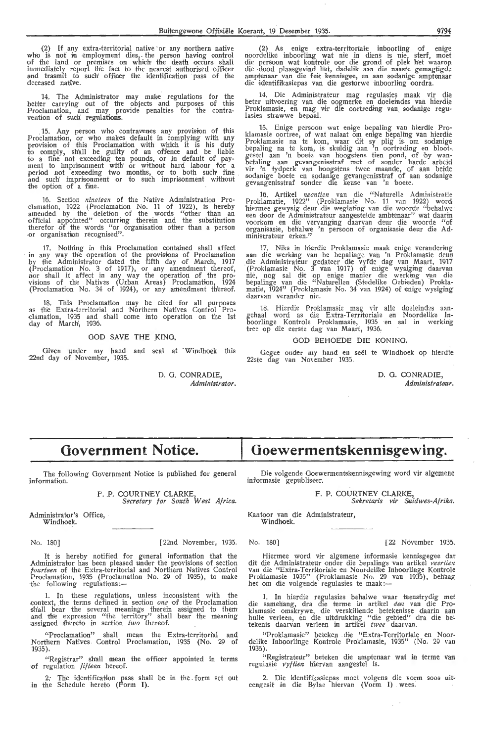(2) If any extra-territorial native or any northern native who is not in employment dies, the person having control of the land or premises on which the death occurs shall immediately report the fact to the nearest authorised officer and trasmit to such officer the identification pass of the deceased native.

14. The Administrator may make regulations for the better carrying out of the objects and purposes of this Proclamation, and may provide penalties for the contravention of such regulations.

15. Any person who contravenes any provision of this Proclamation, or who makes default in complying with any provision of this Proclamation with which it is his duty to comply, shall be guilty of an offence and be liable to a fine not exceeding ten pounds, or in default of payment to imprisonment with or without hard labour for a period not exceeding two months, or to both such fine and such imprisonment or to such imprisonment without the option of a fine.

16. Section *nineteen* of the Native Administration Proclamation, 1922 (Proclamation No. 11 of 1922), is hereby amended by the deletion of the words "other than an official appointed" occurring therein and the substitution therefor of the words "or organisation other than a person or organisation recognised".

17. Nothing in this Proclamation contained shall affect in any way the operation of the provisions of Proclamation by the Administrator dated the fifth day of March, 1917 (Proclamation No. 3 of 1917), or any amendment thereof, nor shall it affect in any way the operation of the provisions of the Natives (Urban Areas) Proclamation, 1924 (Proclamation No. 34 of 1924), or any amendment thereof.

18. This Proclamation may be cited for all purposes as the Extra-territorial and Northern Natives Control Proclamation, 1935 and shall come into operation on the 1st day of March, 1936.

GOD SAVE THE KING.

Given under my hand and seal at Windhoek this 22nd day of November, 1935.

D. G. CONRADIE,
*Administrator.*

(2) As enige extra-territoriale inboorling of enige noordelike inboorling wat nie in diens is nie, sterf, moet die persoon wat kontrole oor die grond of plek het waarop die dood plaasgevind het, dadelik aan die naaste gemagtigde amptenaar van die feit kennisgee, en aan sodanige amptenaar die identifikasiepas van die gestorwe inboorling oordra.

14. Die Administrateur mag regulasies maak vir die beter uitvoering van die oogmerke en doeleindes van hierdie Proklamasie, en mag vir die oortreding van sodanige regulasies strawwe bepaal.

15. Enige persoon wat enige bepaling van hierdie Proklamasie oortree, of wat nalaat om enige bepaling van hierdie Proklamasie na te kom, waar dit sy plig is om sodanige bepaling na te kom, is skuldig aan 'n oortreding en blootgestel aan 'n boete van hoogstens tien pond, of by wanbetaling aan gevangenisstraf met of sonder harde arbeid vir 'n tydperk van hoogstens twee maande, of aan beide sodanige boete en sodanige gevangenisstraf of aan sodanige gevangenisstraf sonder die keuse van 'n boete.

16. Artikel *neentien* van die "Naturelle Administratie Proklamatie, 1922" (Proklamasie No. 11 van 1922) word hiermee gewysig deur die weglating van die woorde "behalwe een door de Administrateur aangestelde ambtenaar" wat daarin voorkom en die vervanging daarvan deur die woorde "of organisasie, behalwe 'n persoon of organisasie deur die Administrateur erken."

17. Niks in hierdie Proklamasie maak enige verandering aan die werking van be bepalinge van 'n Proklamasie deur die Administrateur gedateer die vyfde dag van Maart, 1917 (Proklamasie No. 3 van 1917) of enige wysiging daarvan nie, nog sal dit op enige manier die werking van die bepalinge van die "Naturellen (Stedelike Gebieden) Proklamatie, 1924" (Proklamasie No. 34 van 1924) of enige wysiging daarvan verander nie.

18. Hierdie Proklamasie mag vir alle doeleindes aangehaal word as die Extra-Territoriale en Noordelike Inboorlinge Kontrole Proklamasie, 1935 en sal in werking tree op die eerste dag van Maart, 1936.

GOD BEHOEDE DIE KONING.

Gegee onder my hand en seël te Windhoek op hierdie 22ste dag van November 1935.

D. G. CONRADIE,
*Administrateur.*

# Government Notice.

The following Government Notice is published for general information.

F. P. COURTNEY CLARKE,
*Secretary for South West Africa.*

Administrator's Office,
Windhoek.

No. 180] [22nd November, 1935.

It is hereby notified for general information that the Administrator has been pleased under the provisions of section *fourteen* of the Extra-territorial and Northern Natives Control Proclamation, 1935 (Proclamation No. 29 of 1935), to make the following regulations:—

1. In these regulations, unless inconsistent with the context, the terms defined in section *one* of the Proclamation shall bear the several meanings therein assigned to them and the expression "the territory" shall bear the meaning assigned thereto in section *two* thereof.

"Proclamation" shall mean the Extra-territorial and Northern Natives Control Proclamation, 1935 (No. 29 of 1935).

"Registrar" shall mean the officer appointed in terms of regulation *fifteen* hereof.

2. The identification pass shall be in the form set out in the Schedule hereto (Form I).

# Goewermentskennisgewing.

Die volgende Goewermentskennisgewing word vir algemene informasie gepubliseer.

F. P. COURTNEY CLARKE,
*Sekretaris vir Suidwes-Afrika.*

Kantoor van die Administrateur,
Windhoek.

No. 180] [22 November 1935.

Hiermee word vir algemene informasie kennisgegee dat dit die Administrateur onder die bepalings van artikel *veertien* van die "Extra-Territoriale en Noordelike Inboorlinge Kontrole Proklamasie 1935" (Proklamasie No. 29 van 1935), behaag het om die volgende regulasies te maak:—

1. In hierdie regulasies behalwe waar teenstrydig met die samehang, dra die terme in artikel *een* van die Proklamasie omskrywe, die verskillende betekenisse daarin aan hulle verleen, en die uitdrukking "die gebied" dra die betekenis daarvan verleen in artikel *twee* daarvan.

"Proklamasie" beteken die "Extra-Territoriale en Noordelike Inboorlinge Kontrole Proklamasie, 1935" (No. 29 van 1935).

"Registrateur" beteken die amptenaar wat in terme van regulasie *vyftien* hiervan aangestel is.

2. Die identifikasiepas moet volgens die vorm soos uiteengesit in die Bylae hiervan (Vorm I) wees.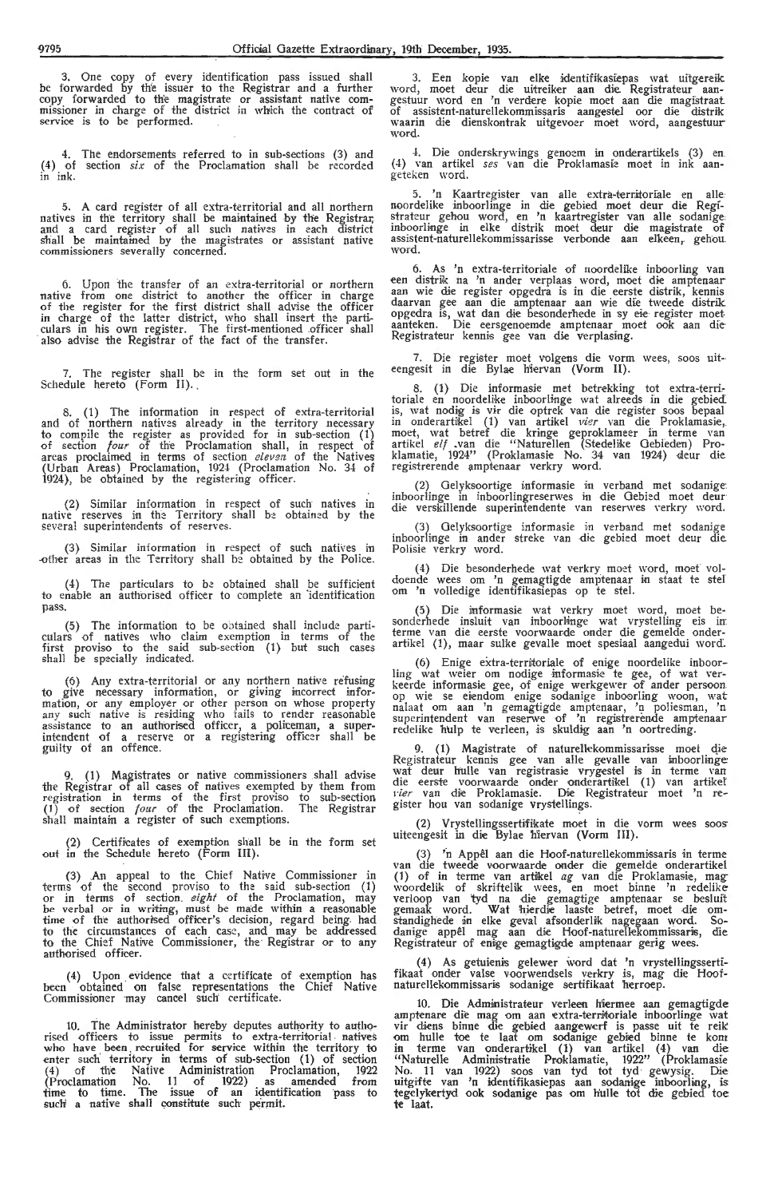3. One copy of every identification pass issued shall be forwarded by the issuer to the Registrar and a further copy forwarded to the magistrate or assistant native commissioner in charge of the district in which the contract of service is to be performed.

4. The endorsements referred to in sub-sections (3) and (4) of section *six* of the Proclamation shall be recorded in ink.

5. A card register of all extra-territorial and all northern natives in the territory shall be maintained by the Registrar, and a card register of all such natives in each district shall be maintained by the magistrates or assistant native commissioners severally concerned.

6. Upon the transfer of an extra-territorial or northern native from one district to another the officer in charge of the register for the first district shall advise the officer in charge of the latter district, who shall insert the particulars in his own register. The first-mentioned officer shall also advise the Registrar of the fact of the transfer.

7. The register shall be in the form set out in the Schedule hereto (Form II).

8. (1) The information in respect of extra-territorial and of northern natives already in the territory necessary to compile the register as provided for in sub-section (1) of section *four* of the Proclamation shall, in respect of areas proclaimed in terms of section *eleven* of the Natives (Urban Areas) Proclamation, 1924 (Proclamation No. 34 of 1924), be obtained by the registering officer.

(2) Similar information in respect of such natives in native reserves in the Territory shall be obtained by the several superintendents of reserves.

(3) Similar information in respect of such natives in other areas in the Territory shall be obtained by the Police.

(4) The particulars to be obtained shall be sufficient to enable an authorised officer to complete an identification pass.

(5) The information to be obtained shall include particulars of natives who claim exemption in terms of the first proviso to the said sub-section (1) but such cases shall be specially indicated.

(6) Any extra-territorial or any northern native refusing to give necessary information, or giving incorrect information, or any employer or other person on whose property any such native is residing who fails to render reasonable assistance to an authorised officer, a policeman, a superintendent of a reserve or a registering officer shall be guilty of an offence.

9. (1) Magistrates or native commissioners shall advise the Registrar of all cases of natives exempted by them from registration in terms of the first proviso to sub-section (1) of section *four* of the Proclamation. The Registrar shall maintain a register of such exemptions.

(2) Certificates of exemption shall be in the form set out in the Schedule hereto (Form III).

(3) An appeal to the Chief Native Commissioner in terms of the second proviso to the said sub-section (1) or in terms of section *eight* of the Proclamation, may be verbal or in writing, must be made within a reasonable time of the authorised officer's decision, regard being had to the circumstances of each case, and may be addressed to the Chief Native Commissioner, the Registrar or to any authorised officer.

(4) Upon evidence that a certificate of exemption has been obtained on false representations the Chief Native Commissioner may cancel such certificate.

10. The Administrator hereby deputes authority to authorised officers to issue permits to extra-territorial natives who have been recruited for service within the territory to enter such territory in terms of sub-section (1) of section (4) of the Native Administration Proclamation, 1922 (Proclamation No. 11 of 1922) as amended from time to time. The issue of an identification pass to such a native shall constitute such permit.

3. Een kopie van elke identifikasiepas wat uitgereik word, moet deur die uitreiker aan die Registrateur aangestuur word en 'n verdere kopie moet aan die magistraat of assistent-naturellekommissaris aangestel oor die distrik waarin die dienskontrak uitgevoer moet word, aangestuur word.

4. Die onderskrywings genoem in onderartikels (3) en (4) van artikel *ses* van die Proklamasie moet in ink aangeteken word.

5. 'n Kaartregister van alle extra-territoriale en alle noordelike inboorlinge in die gebied moet deur die Registrateur gehou word, en 'n kaartregister van alle sodanige inboorlinge in elke distrik moet deur die magistrate of assistent-naturellekommissarisse verbonde aan elkeen, gehou word.

6. As 'n extra-territoriale of noordelike inboorling van een distrik na 'n ander verplaas word, moet die amptenaar aan wie die register opgedra is in die eerste distrik, kennis daarvan gee aan die amptenaar aan wie die tweede distrik opgedra is, wat dan die besonderhede in sy eie register moet aanteken. Die eersgenoemde amptenaar moet ook aan die Registrateur kennis gee van die verplasing.

7. Die register moet volgens die vorm wees, soos uiteengesit in die Bylae hiervan (Vorm II).

8. (1) Die informasie met betrekking tot extra-territoriale en noordelike inboorlinge wat alreeds in die gebied is, wat nodig is vir die optrek van die register soos bepaal in onderartikel (1) van artikel *vier* van die Proklamasie, moet, wat betref die kringe geproklameer in terme van artikel *elf* van die "Naturellen (Stedelike Gebieden) Proklamatie, 1924" (Proklamasie No. 34 van 1924) deur die registrerende amptenaar verkry word.

(2) Gelyksoortige informasie in verband met sodanige inboorlinge in inboorlingreserwes in die Gebied moet deur die verskillende superintendente van reserwes verkry word.

(3) Gelyksoortige informasie in verband met sodanige inboorlinge in ander streke van die gebied moet deur die Polisie verkry word.

(4) Die besonderhede wat verkry moet word, moet voldoende wees om 'n gemagtigde amptenaar in staat te stel om 'n volledige identifikasiepas op te stel.

(5) Die informasie wat verkry moet word, moet besonderhede insluit van inboorlinge wat vrystelling eis in terme van die eerste voorwaarde onder die gemelde onderartikel (1), maar sulke gevalle moet spesiaal aangedui word.

(6) Enige extra-territoriale of enige noordelike inboorling wat weier om nodige informasie te gee, of wat verkeerde informasie gee, of enige werkgewer of ander persoon op wie se eiendom enige sodanige inboorling woon, wat nalaat om aan 'n gemagtigde amptenaar, 'n poliesman, 'n superintendent van reserwe of 'n registrerende amptenaar redelike hulp te verleen, is skuldig aan 'n oortreding.

9. (1) Magistrate of naturellekommissarisse moet die Registrateur kennis gee van alle gevalle van inboorlinge wat deur hulle van registrasie vrygestel is in terme van die eerste voorwaarde onder onderartikel (1) van artikel *vier* van die Proklamasie. Die Registrateur moet 'n register hou van sodanige vrystellings.

(2) Vrystellingsertifikate moet in die vorm wees soos uiteengesit in die Bylae hiervan (Vorm III).

(3) 'n Appèl aan die Hoof-naturellekommissaris in terme van die tweede voorwaarde onder die gemelde onderartikel (1) of in terme van artikel *ag* van die Proklamasie, mag woordelik of skriftelik wees, en moet binne 'n redelike verloop van tyd na die gemagtigde amptenaar se besluit gemaak word. Wat hierdie laaste betref, moet die omstandighede in elke geval afsonderlik nagegaan word. Sodanige appèl mag aan die Hoof-naturellekommissaris, die Registrateur of enige gemagtigde amptenaar gerig wees.

(4) As getuienis gelewer word dat 'n vrystellingssertifikaat onder valse voorwendsels verkry is, mag die Hoof-naturellekommissaris sodanige sertifikaat herroep.

10. Die Administrateur verleen hiermee aan gemagtigde amptenare die mag om aan extra-territoriale inboorlinge wat vir diens binne die gebied aangewerf is passe uit te reik om hulle toe te laat om sodanige gebied binne te kom in terme van onderartikel (1) van artikel (4) van die "Naturelle Administratie Proklamatie, 1922" (Proklamasie No. 11 van 1922) soos van tyd tot tyd gewysig. Die uitgifte van 'n identifikasiepas aan sodanige inboorling, is tegelykertyd ook sodanige pas om hulle tot die gebied toe te laat.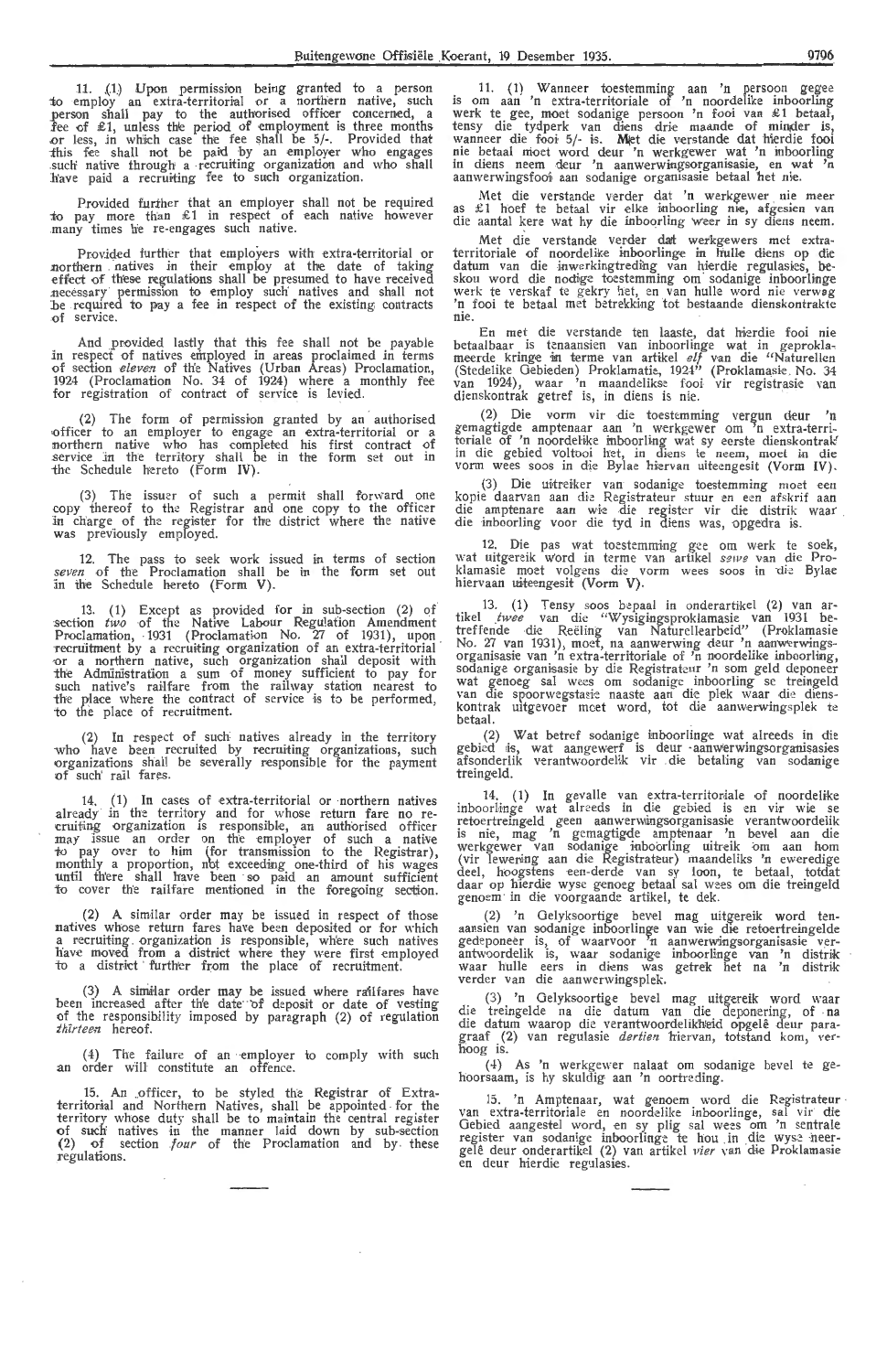11. (1) Upon permission being granted to a person to employ an extra-territorial or a northern native, such person shall pay to the authorised officer concerned, a fee of £1, unless the period of employment is three months or less, in which case the fee shall be 5/-. Provided that this fee shall not be paid by an employer who engages such native through a recruiting organization and who shall have paid a recruiting fee to such organization.

Provided further that an employer shall not be required to pay more than £1 in respect of each native however many times he re-engages such native.

Provided further that employers with extra-territorial or northern natives in their employ at the date of taking effect of these regulations shall be presumed to have received necessary permission to employ such natives and shall not be required to pay a fee in respect of the existing contracts of service.

And provided lastly that this fee shall not be payable in respect of natives employed in areas proclaimed in terms of section *eleven* of the Natives (Urban Areas) Proclamation, 1924 (Proclamation No. 34 of 1924) where a monthly fee for registration of contract of service is levied.

(2) The form of permission granted by an authorised officer to an employer to engage an extra-territorial or a northern native who has completed his first contract of service in the territory shall be in the form set out in the Schedule hereto (Form IV).

(3) The issuer of such a permit shall forward one copy thereof to the Registrar and one copy to the officer in charge of the register for the district where the native was previously employed.

12. The pass to seek work issued in terms of section *seven* of the Proclamation shall be in the form set out in the Schedule hereto (Form V).

13. (1) Except as provided for in sub-section (2) of section *two* of the Native Labour Regulation Amendment Proclamation, 1931 (Proclamation No. 27 of 1931), upon recruitment by a recruiting organization of an extra-territorial or a northern native, such organization shall deposit with the Administration a sum of money sufficient to pay for such native's railfare from the railway station nearest to the place where the contract of service is to be performed, to the place of recruitment.

(2) In respect of such natives already in the territory who have been recruited by recruiting organizations, such organizations shall be severally responsible for the payment of such rail fares.

14. (1) In cases of extra-territorial or northern natives already in the territory and for whose return fare no recruiting organization is responsible, an authorised officer may issue an order on the employer of such a native to pay over to him (for transmission to the Registrar), monthly a proportion, not exceeding one-third of his wages until there shall have been so paid an amount sufficient to cover the railfare mentioned in the foregoing section.

(2) A similar order may be issued in respect of those natives whose return fares have been deposited or for which a recruiting organization is responsible, where such natives have moved from a district where they were first employed to a district further from the place of recruitment.

(3) A similar order may be issued where railfares have been increased after the date of deposit or date of vesting of the responsibility imposed by paragraph (2) of regulation *thirteen* hereof.

(4) The failure of an employer to comply with such an order will constitute an offence.

15. An officer, to be styled the Registrar of Extra-territorial and Northern Natives, shall be appointed for the territory whose duty shall be to maintain the central register of such natives in the manner laid down by sub-section (2) of section *four* of the Proclamation and by these regulations.

---

11. (1) Wanneer toestemming aan 'n persoon gegee is om aan 'n extra-territoriale of 'n noordelike inboorling werk te gee, moet sodanige persoon 'n fooi van £1 betaal, tensy die tydperk van diens drie maande of minder is, wanneer die fooi 5/- is. Met die verstande dat hierdie fooi nie betaal moet word deur 'n werkgewer wat 'n inboorling in diens neem deur 'n aanwerwingsorganisasie, en wat 'n aanwerwingsfooi aan sodanige organisasie betaal het nie.

Met die verstande verder dat 'n werkgewer nie meer as £1 hoef te betaal vir elke inboorling nie, afgesien van die aantal kere wat hy die inboorling weer in sy diens neem.

Met die verstande verder dat werkgewers met extra-territoriale of noordelike inboorlinge in hulle diens op die datum van die inwerkingtreding van hierdie regulasies, beskou word die nodige toestemming om sodanige inboorlinge werk te verskaf te gekry het, en van hulle word nie verwag 'n fooi te betaal met betrekking tot bestaande dienskontrakte nie.

En met die verstande ten laaste, dat hierdie fooi nie betaalbaar is tenaansien van inboorlinge wat in geproklameerde kringe in terme van artikel *elf* van die "Naturellen (Stedelike Gebieden) Proklamatie, 1924" (Proklamasie No. 34 van 1924), waar 'n maandelikse fooi vir registrasie van dienskontrak getref is, in diens is nie.

(2) Die vorm vir die toestemming vergun deur 'n gemagtigde amptenaar aan 'n werkgewer om 'n extra-territoriale of 'n noordelike inboorling wat sy eerste dienskontrak in die gebied voltooi het, in diens te neem, moet in die vorm wees soos in die Bylae hiervan uiteengesit (Vorm IV).

(3) Die uitreiker van sodanige toestemming moet een kopie daarvan aan die Registrateur stuur en een afskrif aan die amptenare aan wie die register vir die distrik waar die inboorling voor die tyd in diens was, opgedra is.

12. Die pas wat toestemming gee om werk te soek, wat uitgereik word in terme van artikel *sewe* van die Proklamasie moet volgens die vorm wees soos in die Bylae hiervaan uiteengesit (Vorm V).

13. (1) Tensy soos bepaal in onderartikel (2) van artikel *twee* van die "Wysigingsproklamasie van 1931 betreffende die Reëling van Naturellearbeid" (Proklamasie No. 27 van 1931), moet, na aanwerwing deur 'n aanwerwingsorganisasie van 'n extra-territoriale of 'n noordelike inboorling, sodanige organisasie by die Registrateur 'n som geld deponeer wat genoeg sal wees om sodanige inboorling se treingeld van die spoorwegstasie naaste aan die plek waar die dienskontrak uitgevoer moet word, tot die aanwerwingsplek te betaal.

(2) Wat betref sodanige inboorlinge wat alreeds in die gebied is, wat aangewerf is deur aanwerwingsorganisasies afsonderlik verantwoordelik vir die betaling van sodanige treingeld.

14. (1) In gevalle van extra-territoriale of noordelike inboorlinge wat alreeds in die gebied is en vir wie se retoertreingeld geen aanwerwingsorganisasie verantwoordelik is nie, mag 'n gemagtigde amptenaar 'n bevel aan die werkgewer van sodanige inboorling uitreik om aan hom (vir lewering aan die Registrateur) maandeliks 'n eweredige deel, hoogstens een-derde van sy loon, te betaal, totdat daar op hierdie wyse genoeg betaal sal wees om die treingeld genoem in die voorgaande artikel, te dek.

(2) 'n Gelyksoortige bevel mag uitgereik word tenaansien van sodanige inboorlinge van wie die retoertreingelde gedeponeer is, of waarvoor 'n aanwerwingsorganisasie verantwoordelik is, waar sodanige inboorlinge van 'n distrik waar hulle eers in diens was getrek het na 'n distrik verder van die aanwerwingsplek.

(3) 'n Gelyksoortige bevel mag uitgereik word waar die treingelde na die datum van die deponering, of na die datum waarop die verantwoordelikheid opgelê deur paragraaf (2) van regulasie *dertien* hiervan, totstand kom, verhoog is.

(4) As 'n werkgewer nalaat om sodanige bevel te gehoorsaam, is hy skuldig aan 'n oortreding.

15. 'n Amptenaar, wat genoem word die Registrateur van extra-territoriale en noordelike inboorlinge, sal vir die Gebied aangestel word, en sy plig sal wees om 'n sentrale register van sodanige inboorlinge te hou in die wyse neergelê deur onderartikel (2) van artikel *vier* van die Proklamasie en deur hierdie regulasies.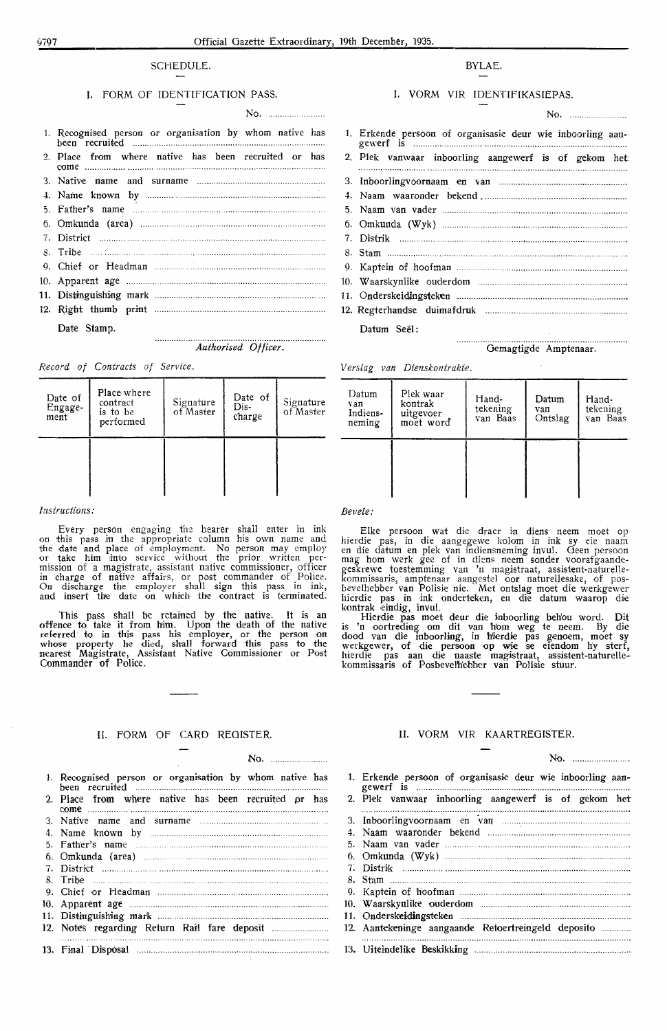## SCHEDULE.

### I. FORM OF IDENTIFICATION PASS.

No. ......................

1. Recognised person or organisation by whom native has been recruited ..............................
2. Place from where native has been recruited or has come ..............................
3. Native name and surname ..............................
4. Name known by ..............................
5. Father's name ..............................
6. Omkunda (area) ..............................
7. District ..............................
8. Tribe ..............................
9. Chief or Headman ..............................
10. Apparent age ..............................
11. Distinguishing mark ..............................
12. Right thumb print ..............................

Date Stamp.

..............................

*Authorised Officer.*

*Record of Contracts of Service.*

| Date of Engagement | Place where contract is to be performed | Signature of Master | Date of Discharge | Signature of Master |
|---|---|---|---|---|
| | | | | |

*Instructions:*

Every person engaging the bearer shall enter in ink on this pass in the appropriate column his own name and the date and place of employment. No person may employ or take him into service without the prior written permission of a magistrate, assistant native commissioner, officer in charge of native affairs, or post commander of Police. On discharge the employer shall sign this pass in ink, and insert the date on which the contract is terminated.

This pass shall be retained by the native. It is an offence to take it from him. Upon the death of the native referred to in this pass his employer, or the person on whose property he died, shall forward this pass to the nearest Magistrate, Assistant Native Commissioner or Post Commander of Police.

## BYLAE.

### I. VORM VIR IDENTIFIKASIEPAS.

No. ......................

1. Erkende persoon of organisasie deur wie inboorling aangewerf is ..............................
2. Plek vanwaar inboorling aangewerf is of gekom het ..............................
3. Inboorlingvoornaam en van ..............................
4. Naam waaronder bekend ..............................
5. Naam van vader ..............................
6. Omkunda (Wyk) ..............................
7. Distrik ..............................
8. Stam ..............................
9. Kaptein of hoofman ..............................
10. Waarskynlike ouderdom ..............................
11. Onderskeidingsteken ..............................
12. Regterhandse duimafdruk ..............................

Datum Seël:

..............................

Gemagtigde Amptenaar.

*Verslag van Dienskontrakte.*

| Datum van Indiensneming | Plek waar kontrak uitgevoer moet word | Handtekening van Baas | Datum van Ontslag | Handtekening van Baas |
|---|---|---|---|---|
| | | | | |

*Bevele:*

Elke persoon wat die draer in diens neem moet op hierdie pas, in die aangegewe kolom in ink sy eie naam en die datum en plek van indiensneming invul. Geen persoon mag hom werk gee of in diens neem sonder voorafgaandegeskrewe toestemming van 'n magistraat, assistent-naturellekommissaris, amptenaar aangestel oor naturellesake, of posbevelhebber van Polisie nie. Met ontslag moet die werkgewer hierdie pas in ink onderteken, en die datum waarop die kontrak eindig, invul.

Hierdie pas moet deur die inboorling behou word. Dit is 'n oortreding om dit van hom weg te neem. By die dood van die inboorling, in hierdie pas genoem, moet sy werkgewer, of die persoon op wie se eiendom hy sterf, hierdie pas aan die naaste magistraat, assistent-naturellekommissaris of Posbevelhebber van Polisie stuur.

### II. FORM OF CARD REGISTER.

No. ......................

1. Recognised person or organisation by whom native has been recruited ..............................
2. Place from where native has been recruited or has come ..............................
3. Native name and surname ..............................
4. Name known by ..............................
5. Father's name ..............................
6. Omkunda (area) ..............................
7. District ..............................
8. Tribe ..............................
9. Chief or Headman ..............................
10. Apparent age ..............................
11. Distinguishing mark ..............................
12. Notes regarding Return Rail fare deposit ..............................
13. Final Disposal ..............................

### II. VORM VIR KAARTREGISTER.

No. ......................

1. Erkende persoon of organisasie deur wie inboorling aangewerf is ..............................
2. Plek vanwaar inboorling aangewerf is of gekom het ..............................
3. Inboorlingvoornaam en van ..............................
4. Naam waaronder bekend ..............................
5. Naam van vader ..............................
6. Omkunda (Wyk) ..............................
7. Distrik ..............................
8. Stam ..............................
9. Kaptein of hoofman ..............................
10. Waarskynlike ouderdom ..............................
11. Onderskeidingsteken ..............................
12. Aantekeninge aangaande Retoertreingeld deposito ..............................
13. Uiteindelike Beskikking ..............................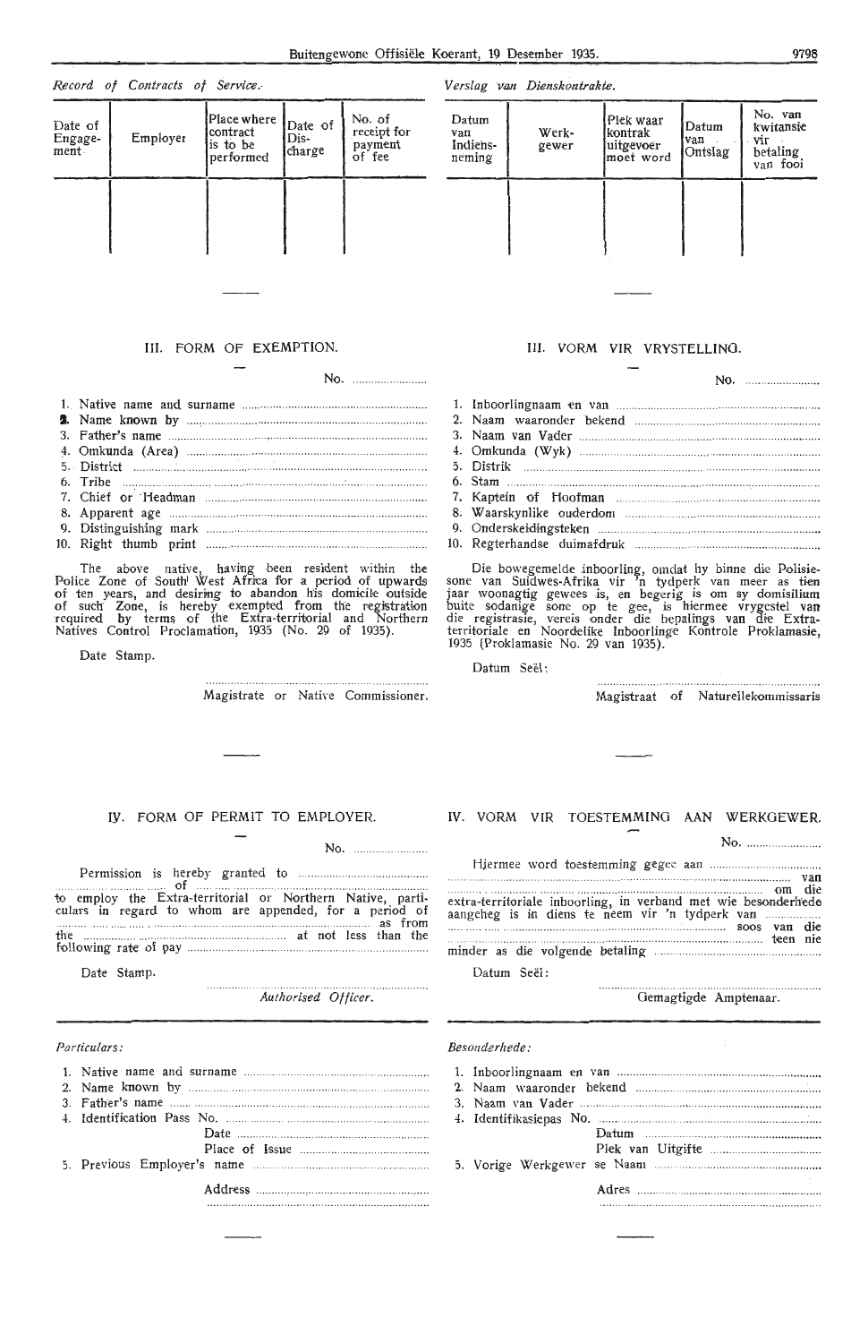*Record of Contracts of Service.*

| Date of Engagement | Employer | Place where contract is to be performed | Date of Discharge | No. of receipt for payment of fee |
|---|---|---|---|---|
| | | | | |

*Verslag van Dienskontrakte.*

| Datum van Indiensneming | Werkgewer | Plek waar kontrak uitgevoer moet word | Datum van Ontslag | No. van kwitansie vir betaling van fooi |
|---|---|---|---|---|
| | | | | |

---

### III. FORM OF EXEMPTION.

No. ........................

1. Native name and surname ..........................................................
2. Name known by ..........................................................
3. Father's name ..........................................................
4. Omkunda (Area) ..........................................................
5. District ..........................................................
6. Tribe ..........................................................
7. Chief or Headman ..........................................................
8. Apparent age ..........................................................
9. Distinguishing mark ..........................................................
10. Right thumb print ..........................................................

The above native, having been resident within the Police Zone of South West Africa for a period of upwards of ten years, and desiring to abandon his domicile outside of such Zone, is hereby exempted from the registration required by terms of the Extra-territorial and Northern Natives Control Proclamation, 1935 (No. 29 of 1935).

Date Stamp.

..........................................................

Magistrate or Native Commissioner.

---

### III. VORM VIR VRYSTELLING.

No. ........................

1. Inboorlingnaam en van ..........................................................
2. Naam waaronder bekend ..........................................................
3. Naam van Vader ..........................................................
4. Omkunda (Wyk) ..........................................................
5. Distrik ..........................................................
6. Stam ..........................................................
7. Kaptein of Hoofman ..........................................................
8. Waarskynlike ouderdom ..........................................................
9. Onderskeidingsteken ..........................................................
10. Regterhandse duimafdruk ..........................................................

Die bowegemelde inboorling, omdat hy binne die Polisiesone van Suidwes-Afrika vir 'n tydperk van meer as tien jaar woonagtig gewees is, en begerig is om sy domisilium buite sodanige sone op te gee, is hiermee vrygestel van die registrasie, vereis onder die bepalings van die Extraterritoriale en Noordelike Inboorlinge Kontrole Proklamasie, 1935 (Proklamasie No. 29 van 1935).

Datum Seël:

..........................................................

Magistraat of Naturellekommissaris

---

### IV. FORM OF PERMIT TO EMPLOYER.

No. ........................

Permission is hereby granted to .......................................... .......................... of .......................................................... to employ the Extra-territorial or Northern Native, particulars in regard to whom are appended, for a period of .......................................................... as from the .......................................... at not less than the following rate of pay ..........................................................

Date Stamp.

..........................................................

*Authorised Officer.*

---

### IV. VORM VIR TOESTEMMING AAN WERKGEWER.

No. ........................

Hjermee word toestemming gegee aan .......................................... .......................................................... van .......................................................... om die extra-territoriale inboorling, in verband met wie besonderhede aangeheg is in diens te neem vir 'n tydperk van .......................................................... soos van die .......................................................... teen nie minder as die volgende betaling ..........................................................

Datum Seël:

..........................................................

Gemagtigde Amptenaar.

---

*Particulars:*

1. Native name and surname ..........................................................
2. Name known by ..........................................................
3. Father's name ..........................................................
4. Identification Pass No. ..........................................................
   Date ..........................................................
   Place of Issue ..........................................................
5. Previous Employer's name ..........................................................
   Address ..........................................................
   ..........................................................

---

*Besonderhede:*

1. Inboorlingnaam en van ..........................................................
2. Naam waaronder bekend ..........................................................
3. Naam van Vader ..........................................................
4. Identifikasiepas No. ..........................................................
   Datum ..........................................................
   Plek van Uitgifte ..........................................................
5. Vorige Werkgewer se Naam ..........................................................
   Adres ..........................................................
   ..........................................................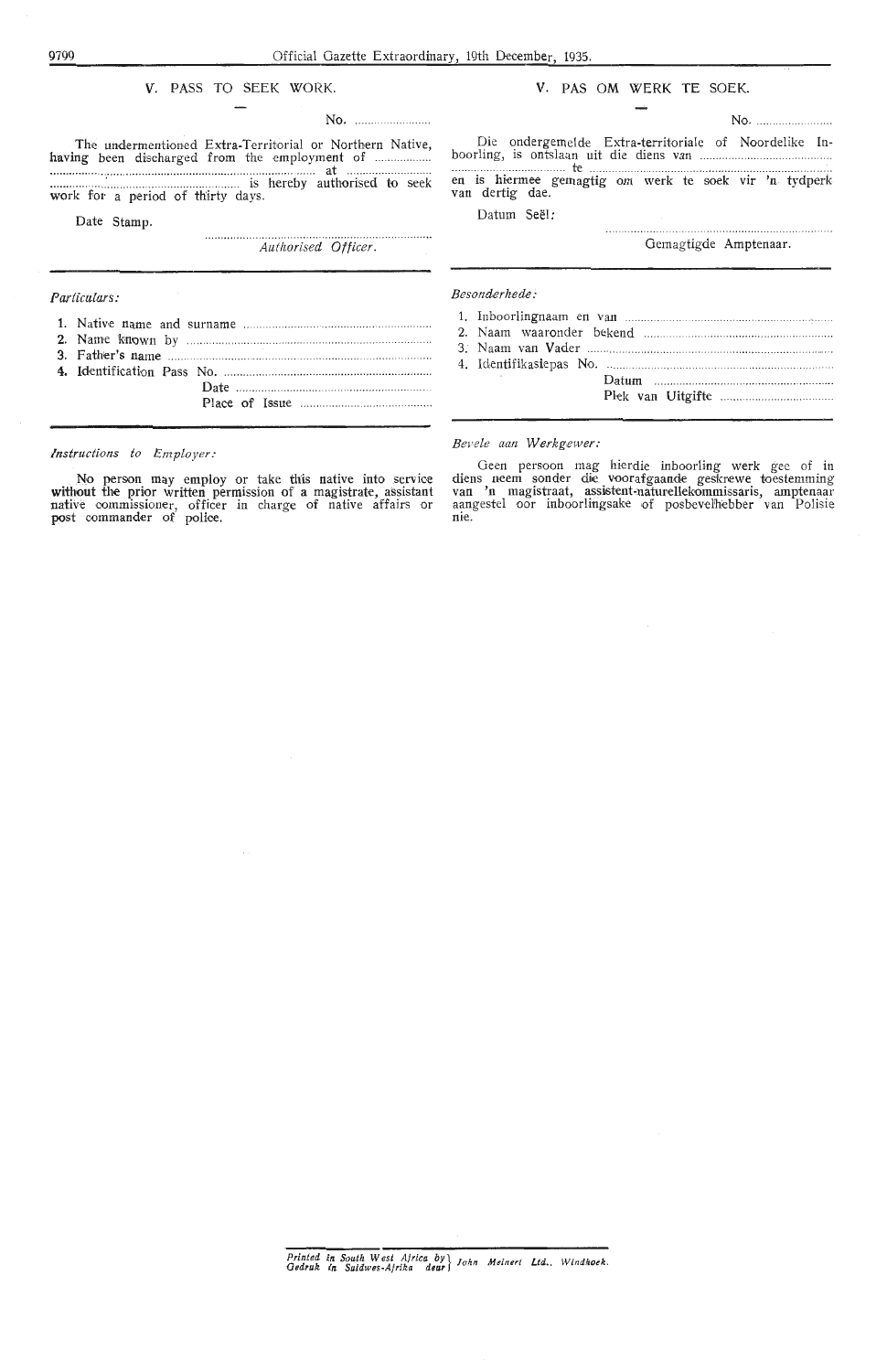## V. PASS TO SEEK WORK.

—

No. ........................

The undermentioned Extra-Territorial or Northern Native, having been discharged from the employment of ................. ........................................................................ at .......................... ........................................................ is hereby authorised to seek work for a period of thirty days.

Date Stamp.

........................................................................
*Authorised Officer.*

*Particulars:*

1. Native name and surname ..........................................................
2. Name known by .........................................................................
3. Father's name ............................................................................
4. Identification Pass No. ..............................................................
   Date ............................................................
   Place of Issue ..........................................

*Instructions to Employer:*

No person may employ or take this native into service without the prior written permission of a magistrate, assistant native commissioner, officer in charge of native affairs or post commander of police.

## V. PAS OM WERK TE SOEK.

—

No. ........................

Die ondergemelde Extra-territoriale of Noordelike Inboorling, is ontslaan uit die diens van .......................................... ...................................... te ......................................................................... en is hiermee gemagtig om werk te soek vir 'n tydperk van dertig dae.

Datum Seël:

........................................................................
Gemagtigde Amptenaar.

*Besonderhede:*

1. Inboorlingnaam en van ................................................................
2. Naam waaronder bekend ............................................................
3. Naam van Vader .........................................................................
4. Identifikasiepas No. ....................................................................
   Datum ..........................................................
   Plek van Uitgifte ..................................

*Bevele aan Werkgewer:*

Geen persoon mag hierdie inboorling werk gee of in diens neem sonder die voorafgaande geskrewe toestemming van 'n magistraat, assistent-naturellekommissaris, amptenaar aangestel oor inboorlingsake of posbevelhebber van Polisie nie.

*Printed in South West Africa by / Gedruk in Suidwes-Afrika deur* John Meinert Ltd., Windhoek.